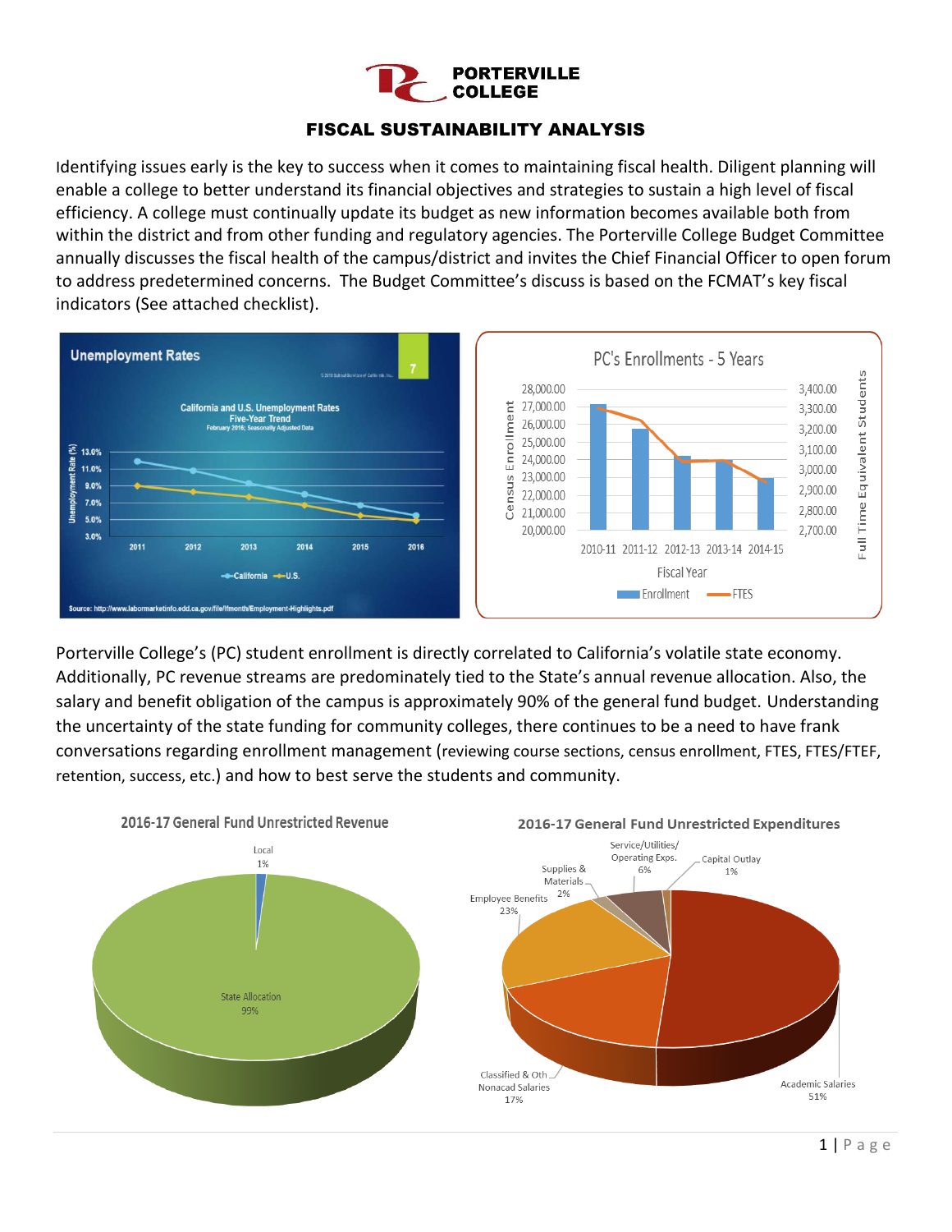# PORTERVILLE COLLEGE

## FISCAL SUSTAINABILITY ANALYSIS

Identifying issues early is the key to success when it comes to maintaining fiscal health. Diligent planning will enable a college to better understand its financial objectives and strategies to sustain a high level of fiscal efficiency. A college must continually update its budget as new information becomes available both from within the district and from other funding and regulatory agencies. The Porterville College Budget Committee annually discusses the fiscal health of the campus/district and invites the Chief Financial Officer to open forum to address predetermined concerns. The Budget Committee's discuss is based on the FCMAT's key fiscal indicators (See attached checklist).

Porterville College's (PC) student enrollment is directly correlated to California's volatile state economy. Additionally, PC revenue streams are predominately tied to the State's annual revenue allocation. Also, the salary and benefit obligation of the campus is approximately 90% of the general fund budget. Understanding the uncertainty of the state funding for community colleges, there continues to be a need to have frank conversations regarding enrollment management (reviewing course sections, census enrollment, FTES, FTES/FTEF, retention, success, etc.) and how to best serve the students and community.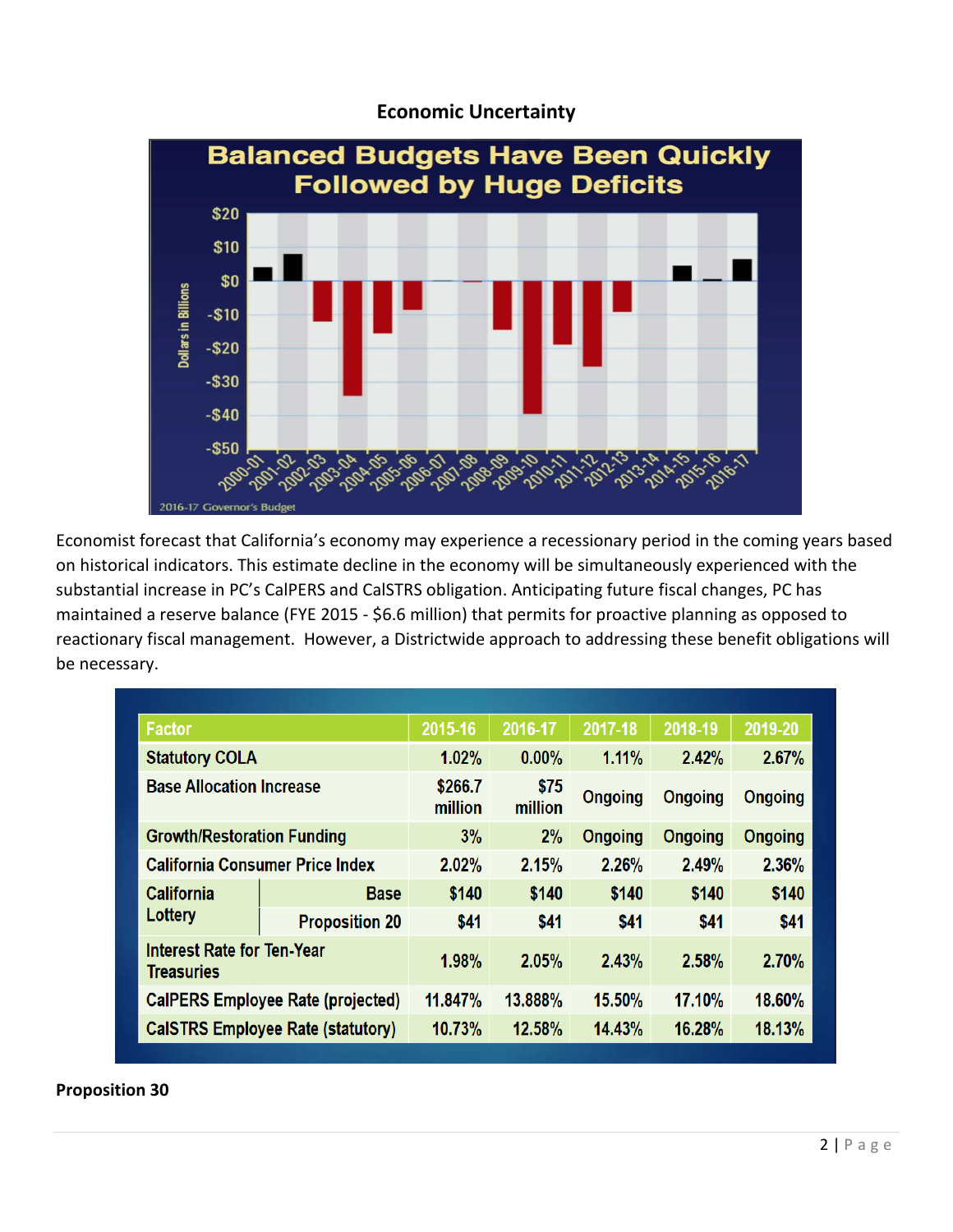## Economic Uncertainty

Economist forecast that California's economy may experience a recessionary period in the coming years based on historical indicators. This estimate decline in the economy will be simultaneously experienced with the substantial increase in PC's CalPERS and CalSTRS obligation. Anticipating future fiscal changes, PC has maintained a reserve balance (FYE 2015 - $6.6 million) that permits for proactive planning as opposed to reactionary fiscal management. However, a Districtwide approach to addressing these benefit obligations will be necessary.

| Factor | | 2015-16 | 2016-17 | 2017-18 | 2018-19 | 2019-20 |
|---|---|---|---|---|---|---|
| Statutory COLA | | 1.02% | 0.00% | 1.11% | 2.42% | 2.67% |
| Base Allocation Increase | | $266.7 million | $75 million | Ongoing | Ongoing | Ongoing |
| Growth/Restoration Funding | | 3% | 2% | Ongoing | Ongoing | Ongoing |
| California Consumer Price Index | | 2.02% | 2.15% | 2.26% | 2.49% | 2.36% |
| California Lottery | Base | $140 | $140 | $140 | $140 | $140 |
| | Proposition 20 | $41 | $41 | $41 | $41 | $41 |
| Interest Rate for Ten-Year Treasuries | | 1.98% | 2.05% | 2.43% | 2.58% | 2.70% |
| CalPERS Employee Rate (projected) | | 11.847% | 13.888% | 15.50% | 17.10% | 18.60% |
| CalSTRS Employee Rate (statutory) | | 10.73% | 12.58% | 14.43% | 16.28% | 18.13% |

**Proposition 30**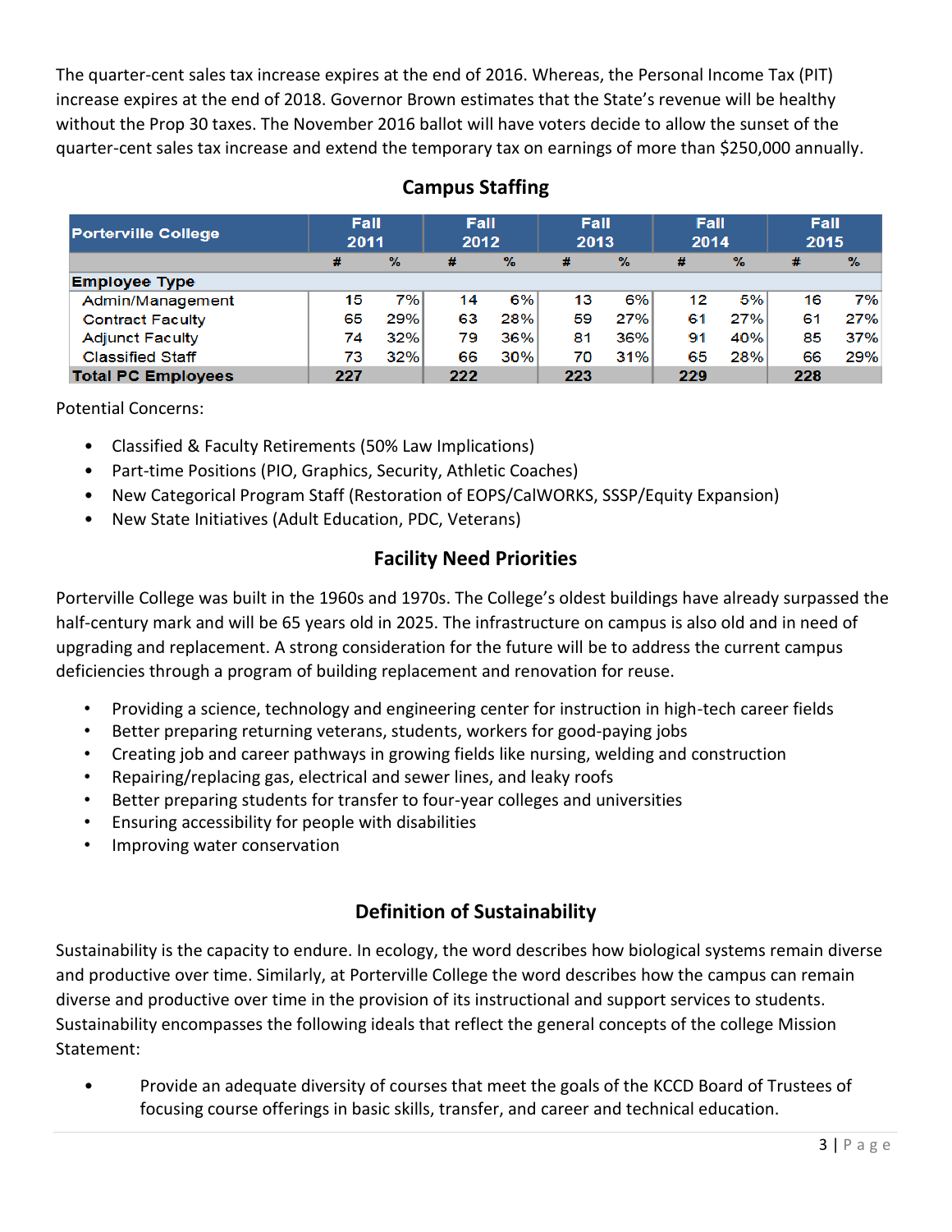The quarter-cent sales tax increase expires at the end of 2016. Whereas, the Personal Income Tax (PIT) increase expires at the end of 2018. Governor Brown estimates that the State's revenue will be healthy without the Prop 30 taxes. The November 2016 ballot will have voters decide to allow the sunset of the quarter-cent sales tax increase and extend the temporary tax on earnings of more than $250,000 annually.

## Campus Staffing

| Porterville College | Fall 2011 | | Fall 2012 | | Fall 2013 | | Fall 2014 | | Fall 2015 | |
|---|---|---|---|---|---|---|---|---|---|---|
| | # | % | # | % | # | % | # | % | # | % |
| **Employee Type** | | | | | | | | | | |
| Admin/Management | 15 | 7% | 14 | 6% | 13 | 6% | 12 | 5% | 16 | 7% |
| Contract Faculty | 65 | 29% | 63 | 28% | 59 | 27% | 61 | 27% | 61 | 27% |
| Adjunct Faculty | 74 | 32% | 79 | 36% | 81 | 36% | 91 | 40% | 85 | 37% |
| Classified Staff | 73 | 32% | 66 | 30% | 70 | 31% | 65 | 28% | 66 | 29% |
| **Total PC Employees** | **227** | | **222** | | **223** | | **229** | | **228** | |

Potential Concerns:

- Classified & Faculty Retirements (50% Law Implications)
- Part-time Positions (PIO, Graphics, Security, Athletic Coaches)
- New Categorical Program Staff (Restoration of EOPS/CalWORKS, SSSP/Equity Expansion)
- New State Initiatives (Adult Education, PDC, Veterans)

## Facility Need Priorities

Porterville College was built in the 1960s and 1970s. The College's oldest buildings have already surpassed the half-century mark and will be 65 years old in 2025. The infrastructure on campus is also old and in need of upgrading and replacement. A strong consideration for the future will be to address the current campus deficiencies through a program of building replacement and renovation for reuse.

- Providing a science, technology and engineering center for instruction in high-tech career fields
- Better preparing returning veterans, students, workers for good-paying jobs
- Creating job and career pathways in growing fields like nursing, welding and construction
- Repairing/replacing gas, electrical and sewer lines, and leaky roofs
- Better preparing students for transfer to four-year colleges and universities
- Ensuring accessibility for people with disabilities
- Improving water conservation

## Definition of Sustainability

Sustainability is the capacity to endure. In ecology, the word describes how biological systems remain diverse and productive over time. Similarly, at Porterville College the word describes how the campus can remain diverse and productive over time in the provision of its instructional and support services to students. Sustainability encompasses the following ideals that reflect the general concepts of the college Mission Statement:

- Provide an adequate diversity of courses that meet the goals of the KCCD Board of Trustees of focusing course offerings in basic skills, transfer, and career and technical education.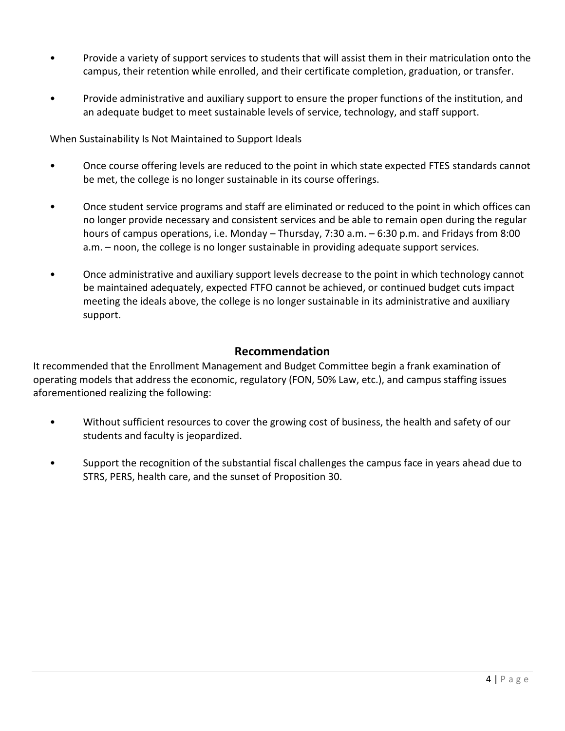- Provide a variety of support services to students that will assist them in their matriculation onto the campus, their retention while enrolled, and their certificate completion, graduation, or transfer.
- Provide administrative and auxiliary support to ensure the proper functions of the institution, and an adequate budget to meet sustainable levels of service, technology, and staff support.

When Sustainability Is Not Maintained to Support Ideals

- Once course offering levels are reduced to the point in which state expected FTES standards cannot be met, the college is no longer sustainable in its course offerings.
- Once student service programs and staff are eliminated or reduced to the point in which offices can no longer provide necessary and consistent services and be able to remain open during the regular hours of campus operations, i.e. Monday – Thursday, 7:30 a.m. – 6:30 p.m. and Fridays from 8:00 a.m. – noon, the college is no longer sustainable in providing adequate support services.
- Once administrative and auxiliary support levels decrease to the point in which technology cannot be maintained adequately, expected FTFO cannot be achieved, or continued budget cuts impact meeting the ideals above, the college is no longer sustainable in its administrative and auxiliary support.

## Recommendation

It recommended that the Enrollment Management and Budget Committee begin a frank examination of operating models that address the economic, regulatory (FON, 50% Law, etc.), and campus staffing issues aforementioned realizing the following:

- Without sufficient resources to cover the growing cost of business, the health and safety of our students and faculty is jeopardized.
- Support the recognition of the substantial fiscal challenges the campus face in years ahead due to STRS, PERS, health care, and the sunset of Proposition 30.